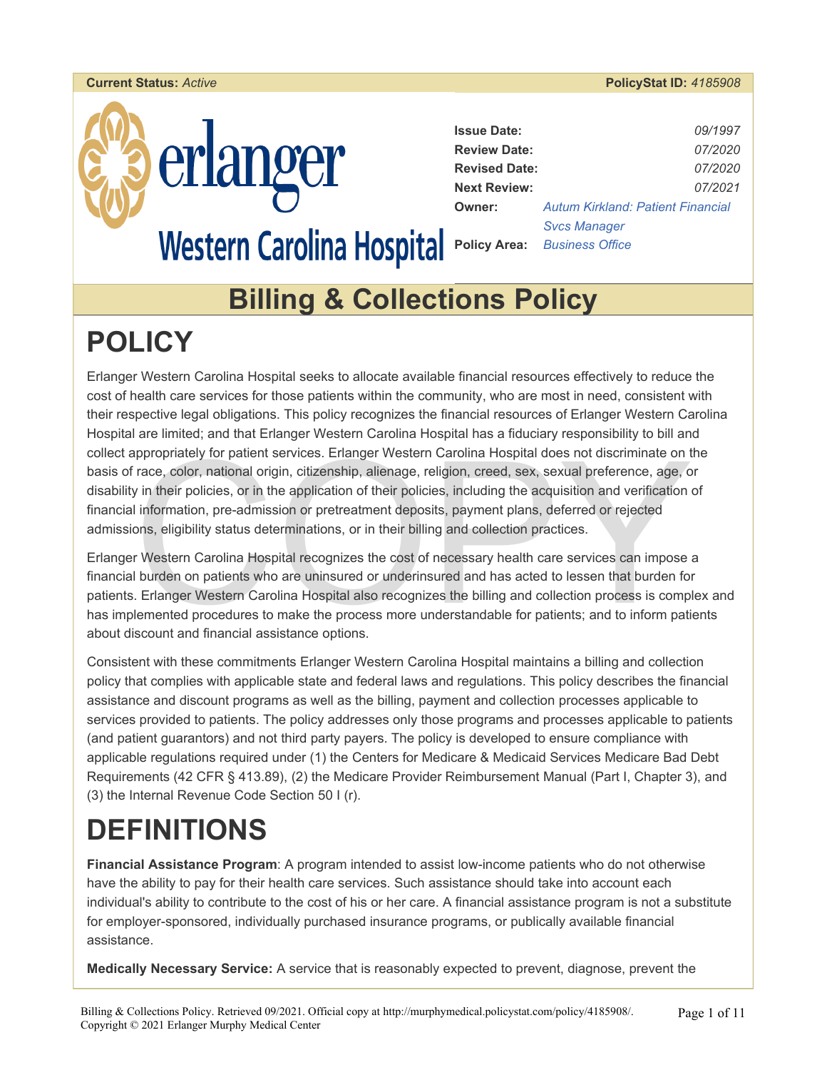**Current Status:** *Active* **PolicyStat ID:** *4185908*

erlanger
Western Carolina Hospital

| | |
|---|---|
| **Issue Date:** | *09/1997* |
| **Review Date:** | *07/2020* |
| **Revised Date:** | *07/2020* |
| **Next Review:** | *07/2021* |
| **Owner:** | *Autum Kirkland: Patient Financial Svcs Manager* |
| **Policy Area:** | *Business Office* |

# Billing & Collections Policy

# POLICY

Erlanger Western Carolina Hospital seeks to allocate available financial resources effectively to reduce the cost of health care services for those patients within the community, who are most in need, consistent with their respective legal obligations. This policy recognizes the financial resources of Erlanger Western Carolina Hospital are limited; and that Erlanger Western Carolina Hospital has a fiduciary responsibility to bill and collect appropriately for patient services. Erlanger Western Carolina Hospital does not discriminate on the basis of race, color, national origin, citizenship, alienage, religion, creed, sex, sexual preference, age, or disability in their policies, or in the application of their policies, including the acquisition and verification of financial information, pre-admission or pretreatment deposits, payment plans, deferred or rejected admissions, eligibility status determinations, or in their billing and collection practices.

Erlanger Western Carolina Hospital recognizes the cost of necessary health care services can impose a financial burden on patients who are uninsured or underinsured and has acted to lessen that burden for patients. Erlanger Western Carolina Hospital also recognizes the billing and collection process is complex and has implemented procedures to make the process more understandable for patients; and to inform patients about discount and financial assistance options.

Consistent with these commitments Erlanger Western Carolina Hospital maintains a billing and collection policy that complies with applicable state and federal laws and regulations. This policy describes the financial assistance and discount programs as well as the billing, payment and collection processes applicable to services provided to patients. The policy addresses only those programs and processes applicable to patients (and patient guarantors) and not third party payers. The policy is developed to ensure compliance with applicable regulations required under (1) the Centers for Medicare & Medicaid Services Medicare Bad Debt Requirements (42 CFR § 413.89), (2) the Medicare Provider Reimbursement Manual (Part I, Chapter 3), and (3) the Internal Revenue Code Section 50 I (r).

# DEFINITIONS

**Financial Assistance Program**: A program intended to assist low-income patients who do not otherwise have the ability to pay for their health care services. Such assistance should take into account each individual's ability to contribute to the cost of his or her care. A financial assistance program is not a substitute for employer-sponsored, individually purchased insurance programs, or publically available financial assistance.

**Medically Necessary Service:** A service that is reasonably expected to prevent, diagnose, prevent the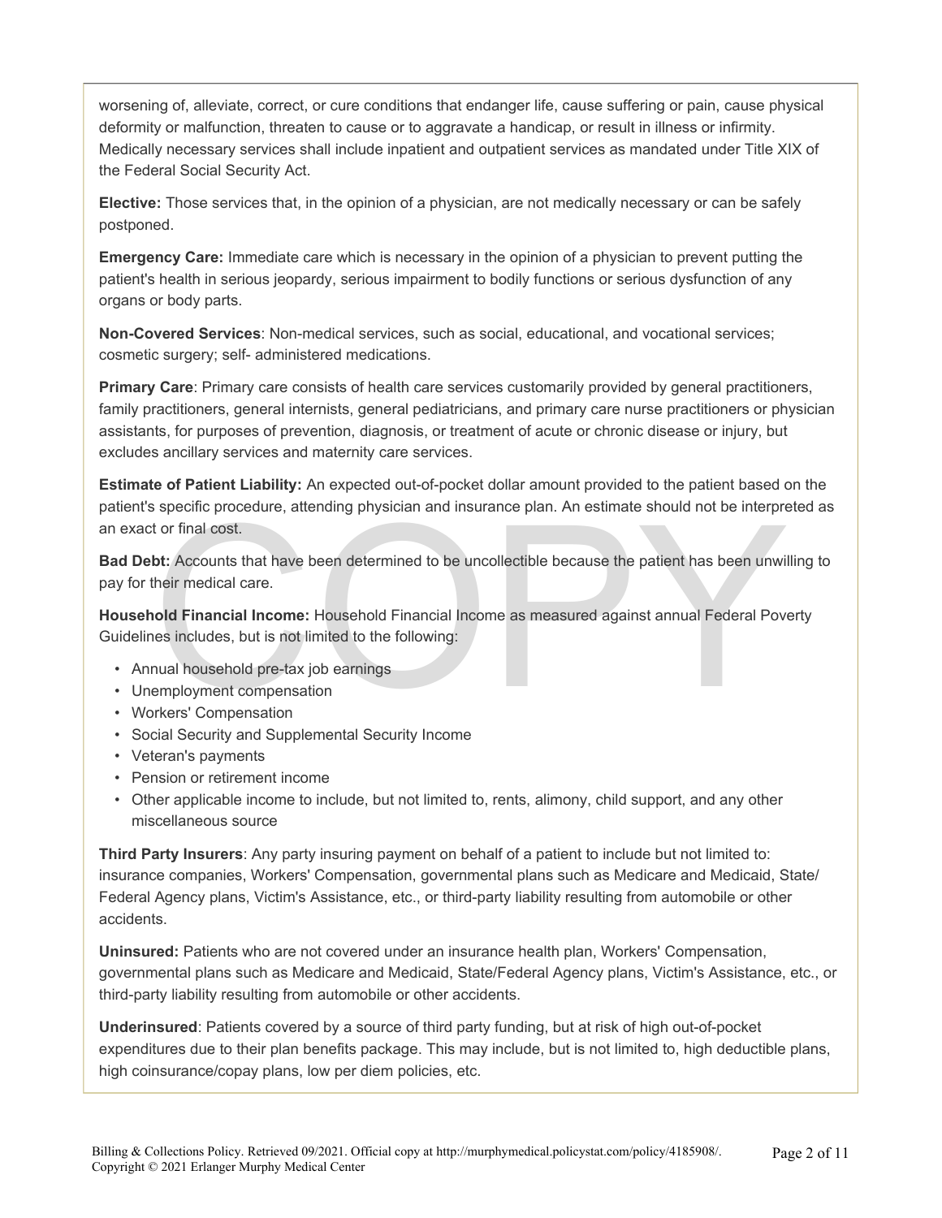worsening of, alleviate, correct, or cure conditions that endanger life, cause suffering or pain, cause physical deformity or malfunction, threaten to cause or to aggravate a handicap, or result in illness or infirmity. Medically necessary services shall include inpatient and outpatient services as mandated under Title XIX of the Federal Social Security Act.

**Elective:** Those services that, in the opinion of a physician, are not medically necessary or can be safely postponed.

**Emergency Care:** Immediate care which is necessary in the opinion of a physician to prevent putting the patient's health in serious jeopardy, serious impairment to bodily functions or serious dysfunction of any organs or body parts.

**Non-Covered Services**: Non-medical services, such as social, educational, and vocational services; cosmetic surgery; self- administered medications.

**Primary Care**: Primary care consists of health care services customarily provided by general practitioners, family practitioners, general internists, general pediatricians, and primary care nurse practitioners or physician assistants, for purposes of prevention, diagnosis, or treatment of acute or chronic disease or injury, but excludes ancillary services and maternity care services.

**Estimate of Patient Liability:** An expected out-of-pocket dollar amount provided to the patient based on the patient's specific procedure, attending physician and insurance plan. An estimate should not be interpreted as an exact or final cost.

**Bad Debt:** Accounts that have been determined to be uncollectible because the patient has been unwilling to pay for their medical care.

**Household Financial Income:** Household Financial Income as measured against annual Federal Poverty Guidelines includes, but is not limited to the following:

- Annual household pre-tax job earnings
- Unemployment compensation
- Workers' Compensation
- Social Security and Supplemental Security Income
- Veteran's payments
- Pension or retirement income
- Other applicable income to include, but not limited to, rents, alimony, child support, and any other miscellaneous source

**Third Party Insurers**: Any party insuring payment on behalf of a patient to include but not limited to: insurance companies, Workers' Compensation, governmental plans such as Medicare and Medicaid, State/ Federal Agency plans, Victim's Assistance, etc., or third-party liability resulting from automobile or other accidents.

**Uninsured:** Patients who are not covered under an insurance health plan, Workers' Compensation, governmental plans such as Medicare and Medicaid, State/Federal Agency plans, Victim's Assistance, etc., or third-party liability resulting from automobile or other accidents.

**Underinsured**: Patients covered by a source of third party funding, but at risk of high out-of-pocket expenditures due to their plan benefits package. This may include, but is not limited to, high deductible plans, high coinsurance/copay plans, low per diem policies, etc.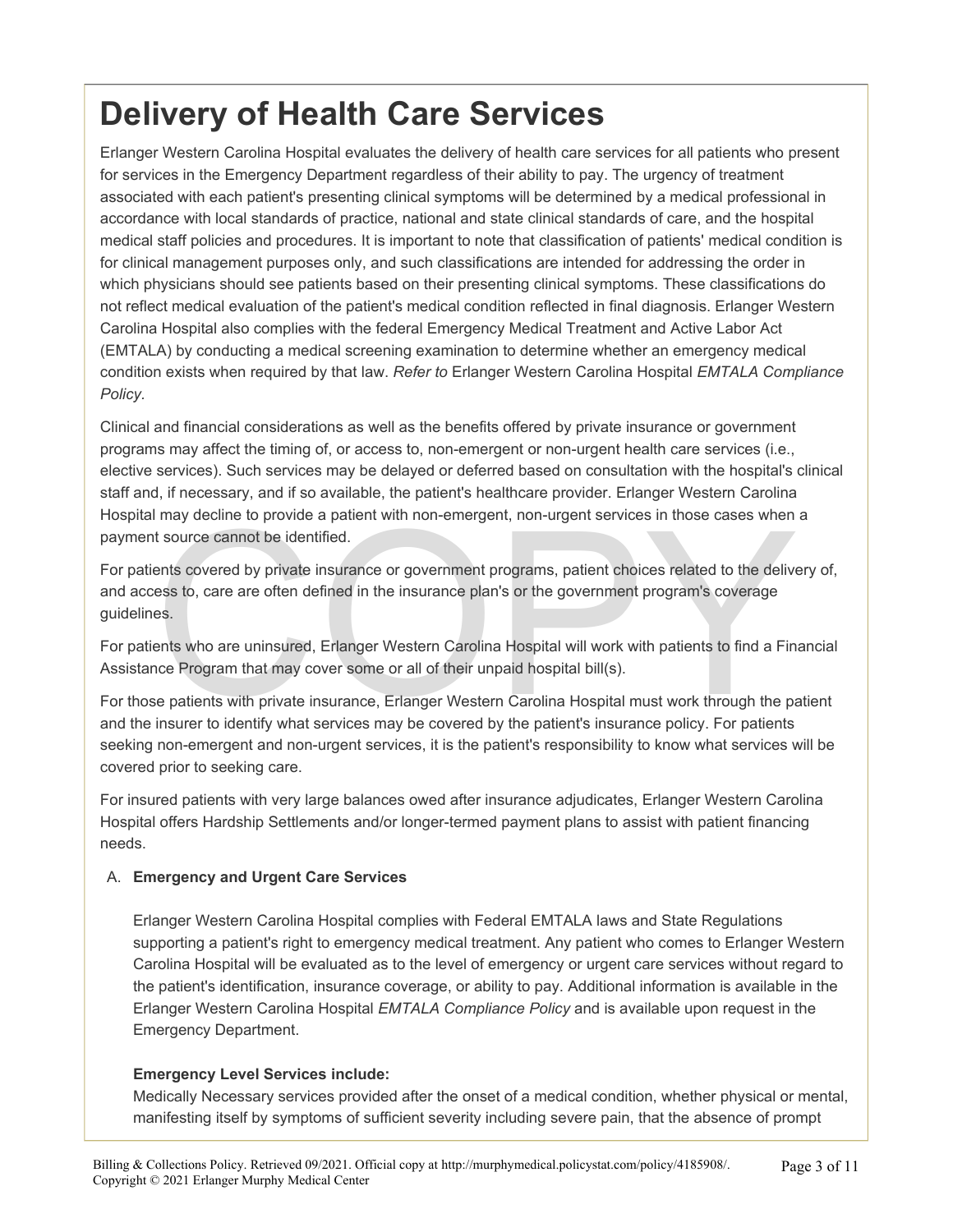# Delivery of Health Care Services

Erlanger Western Carolina Hospital evaluates the delivery of health care services for all patients who present for services in the Emergency Department regardless of their ability to pay. The urgency of treatment associated with each patient's presenting clinical symptoms will be determined by a medical professional in accordance with local standards of practice, national and state clinical standards of care, and the hospital medical staff policies and procedures. It is important to note that classification of patients' medical condition is for clinical management purposes only, and such classifications are intended for addressing the order in which physicians should see patients based on their presenting clinical symptoms. These classifications do not reflect medical evaluation of the patient's medical condition reflected in final diagnosis. Erlanger Western Carolina Hospital also complies with the federal Emergency Medical Treatment and Active Labor Act (EMTALA) by conducting a medical screening examination to determine whether an emergency medical condition exists when required by that law. *Refer to* Erlanger Western Carolina Hospital *EMTALA Compliance Policy*.

Clinical and financial considerations as well as the benefits offered by private insurance or government programs may affect the timing of, or access to, non-emergent or non-urgent health care services (i.e., elective services). Such services may be delayed or deferred based on consultation with the hospital's clinical staff and, if necessary, and if so available, the patient's healthcare provider. Erlanger Western Carolina Hospital may decline to provide a patient with non-emergent, non-urgent services in those cases when a payment source cannot be identified.

For patients covered by private insurance or government programs, patient choices related to the delivery of, and access to, care are often defined in the insurance plan's or the government program's coverage guidelines.

For patients who are uninsured, Erlanger Western Carolina Hospital will work with patients to find a Financial Assistance Program that may cover some or all of their unpaid hospital bill(s).

For those patients with private insurance, Erlanger Western Carolina Hospital must work through the patient and the insurer to identify what services may be covered by the patient's insurance policy. For patients seeking non-emergent and non-urgent services, it is the patient's responsibility to know what services will be covered prior to seeking care.

For insured patients with very large balances owed after insurance adjudicates, Erlanger Western Carolina Hospital offers Hardship Settlements and/or longer-termed payment plans to assist with patient financing needs.

A. **Emergency and Urgent Care Services**

   Erlanger Western Carolina Hospital complies with Federal EMTALA laws and State Regulations supporting a patient's right to emergency medical treatment. Any patient who comes to Erlanger Western Carolina Hospital will be evaluated as to the level of emergency or urgent care services without regard to the patient's identification, insurance coverage, or ability to pay. Additional information is available in the Erlanger Western Carolina Hospital *EMTALA Compliance Policy* and is available upon request in the Emergency Department.

   **Emergency Level Services include:**
   Medically Necessary services provided after the onset of a medical condition, whether physical or mental, manifesting itself by symptoms of sufficient severity including severe pain, that the absence of prompt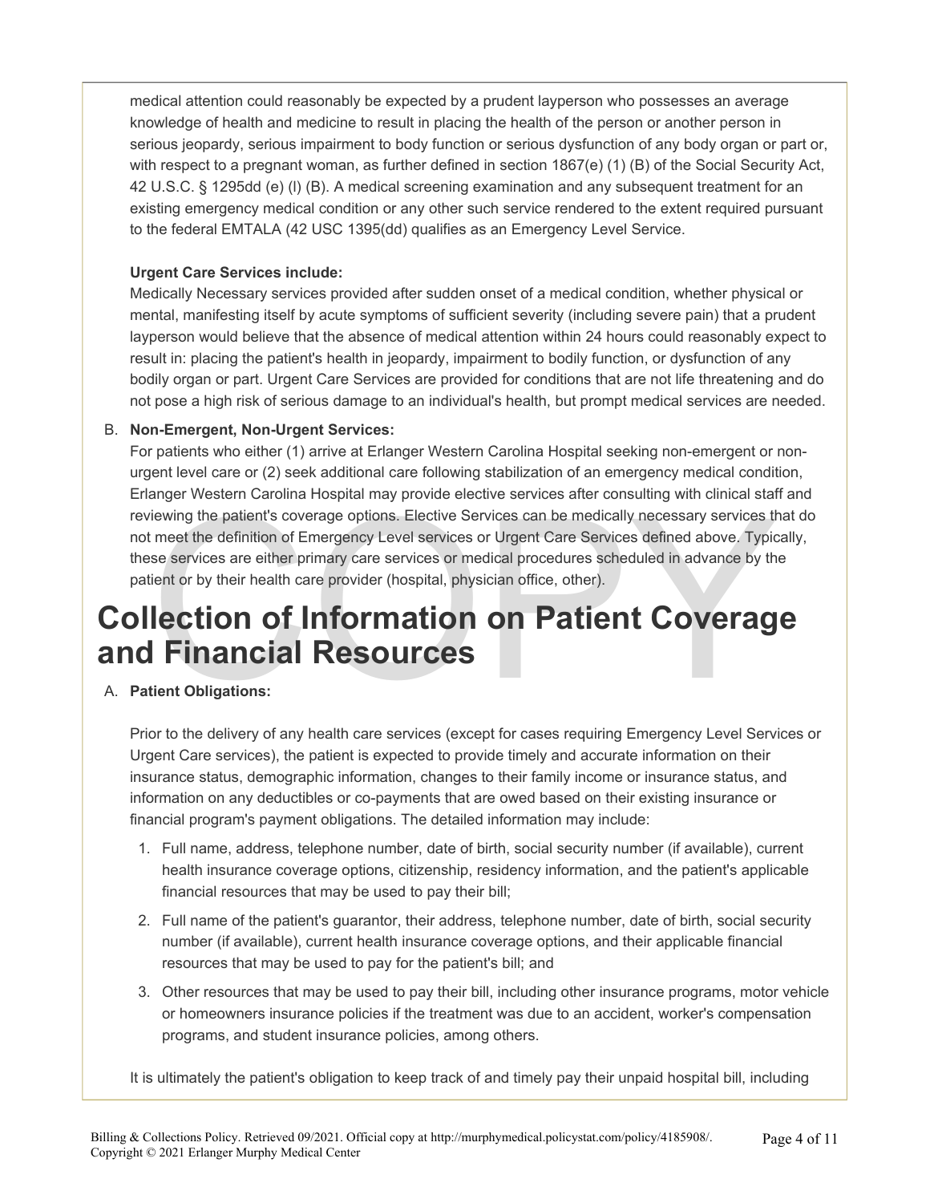medical attention could reasonably be expected by a prudent layperson who possesses an average knowledge of health and medicine to result in placing the health of the person or another person in serious jeopardy, serious impairment to body function or serious dysfunction of any body organ or part or, with respect to a pregnant woman, as further defined in section 1867(e) (1) (B) of the Social Security Act, 42 U.S.C. § 1295dd (e) (l) (B). A medical screening examination and any subsequent treatment for an existing emergency medical condition or any other such service rendered to the extent required pursuant to the federal EMTALA (42 USC 1395(dd) qualifies as an Emergency Level Service.

**Urgent Care Services include:**
Medically Necessary services provided after sudden onset of a medical condition, whether physical or mental, manifesting itself by acute symptoms of sufficient severity (including severe pain) that a prudent layperson would believe that the absence of medical attention within 24 hours could reasonably expect to result in: placing the patient's health in jeopardy, impairment to bodily function, or dysfunction of any bodily organ or part. Urgent Care Services are provided for conditions that are not life threatening and do not pose a high risk of serious damage to an individual's health, but prompt medical services are needed.

B. **Non-Emergent, Non-Urgent Services:**
For patients who either (1) arrive at Erlanger Western Carolina Hospital seeking non-emergent or non-urgent level care or (2) seek additional care following stabilization of an emergency medical condition, Erlanger Western Carolina Hospital may provide elective services after consulting with clinical staff and reviewing the patient's coverage options. Elective Services can be medically necessary services that do not meet the definition of Emergency Level services or Urgent Care Services defined above. Typically, these services are either primary care services or medical procedures scheduled in advance by the patient or by their health care provider (hospital, physician office, other).

# Collection of Information on Patient Coverage and Financial Resources

A. **Patient Obligations:**

Prior to the delivery of any health care services (except for cases requiring Emergency Level Services or Urgent Care services), the patient is expected to provide timely and accurate information on their insurance status, demographic information, changes to their family income or insurance status, and information on any deductibles or co-payments that are owed based on their existing insurance or financial program's payment obligations. The detailed information may include:

1. Full name, address, telephone number, date of birth, social security number (if available), current health insurance coverage options, citizenship, residency information, and the patient's applicable financial resources that may be used to pay their bill;
2. Full name of the patient's guarantor, their address, telephone number, date of birth, social security number (if available), current health insurance coverage options, and their applicable financial resources that may be used to pay for the patient's bill; and
3. Other resources that may be used to pay their bill, including other insurance programs, motor vehicle or homeowners insurance policies if the treatment was due to an accident, worker's compensation programs, and student insurance policies, among others.

It is ultimately the patient's obligation to keep track of and timely pay their unpaid hospital bill, including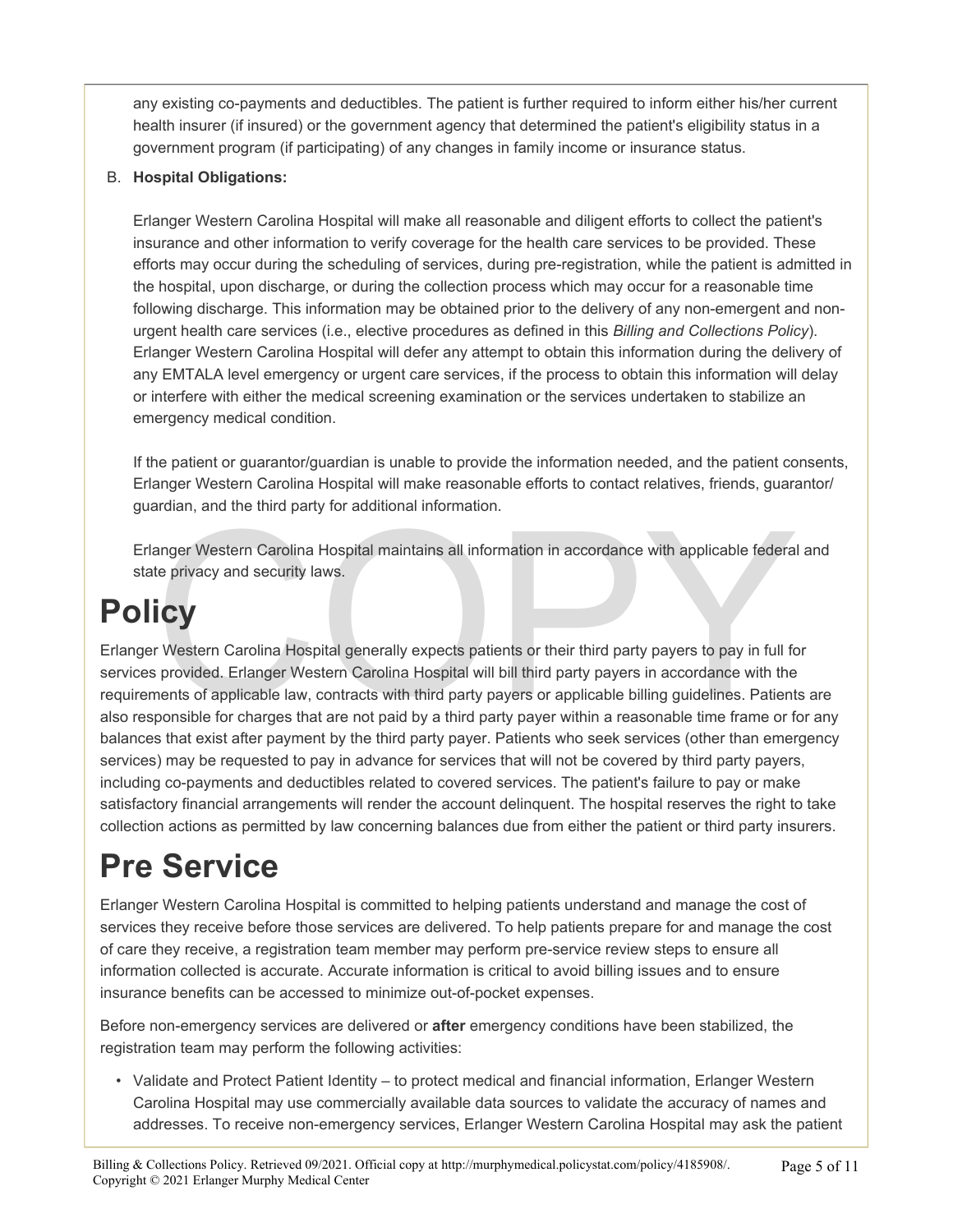any existing co-payments and deductibles. The patient is further required to inform either his/her current health insurer (if insured) or the government agency that determined the patient's eligibility status in a government program (if participating) of any changes in family income or insurance status.

B. **Hospital Obligations:**

Erlanger Western Carolina Hospital will make all reasonable and diligent efforts to collect the patient's insurance and other information to verify coverage for the health care services to be provided. These efforts may occur during the scheduling of services, during pre-registration, while the patient is admitted in the hospital, upon discharge, or during the collection process which may occur for a reasonable time following discharge. This information may be obtained prior to the delivery of any non-emergent and non-urgent health care services (i.e., elective procedures as defined in this *Billing and Collections Policy*). Erlanger Western Carolina Hospital will defer any attempt to obtain this information during the delivery of any EMTALA level emergency or urgent care services, if the process to obtain this information will delay or interfere with either the medical screening examination or the services undertaken to stabilize an emergency medical condition.

If the patient or guarantor/guardian is unable to provide the information needed, and the patient consents, Erlanger Western Carolina Hospital will make reasonable efforts to contact relatives, friends, guarantor/guardian, and the third party for additional information.

Erlanger Western Carolina Hospital maintains all information in accordance with applicable federal and state privacy and security laws.

# Policy

Erlanger Western Carolina Hospital generally expects patients or their third party payers to pay in full for services provided. Erlanger Western Carolina Hospital will bill third party payers in accordance with the requirements of applicable law, contracts with third party payers or applicable billing guidelines. Patients are also responsible for charges that are not paid by a third party payer within a reasonable time frame or for any balances that exist after payment by the third party payer. Patients who seek services (other than emergency services) may be requested to pay in advance for services that will not be covered by third party payers, including co-payments and deductibles related to covered services. The patient's failure to pay or make satisfactory financial arrangements will render the account delinquent. The hospital reserves the right to take collection actions as permitted by law concerning balances due from either the patient or third party insurers.

# Pre Service

Erlanger Western Carolina Hospital is committed to helping patients understand and manage the cost of services they receive before those services are delivered. To help patients prepare for and manage the cost of care they receive, a registration team member may perform pre-service review steps to ensure all information collected is accurate. Accurate information is critical to avoid billing issues and to ensure insurance benefits can be accessed to minimize out-of-pocket expenses.

Before non-emergency services are delivered or **after** emergency conditions have been stabilized, the registration team may perform the following activities:

- Validate and Protect Patient Identity – to protect medical and financial information, Erlanger Western Carolina Hospital may use commercially available data sources to validate the accuracy of names and addresses. To receive non-emergency services, Erlanger Western Carolina Hospital may ask the patient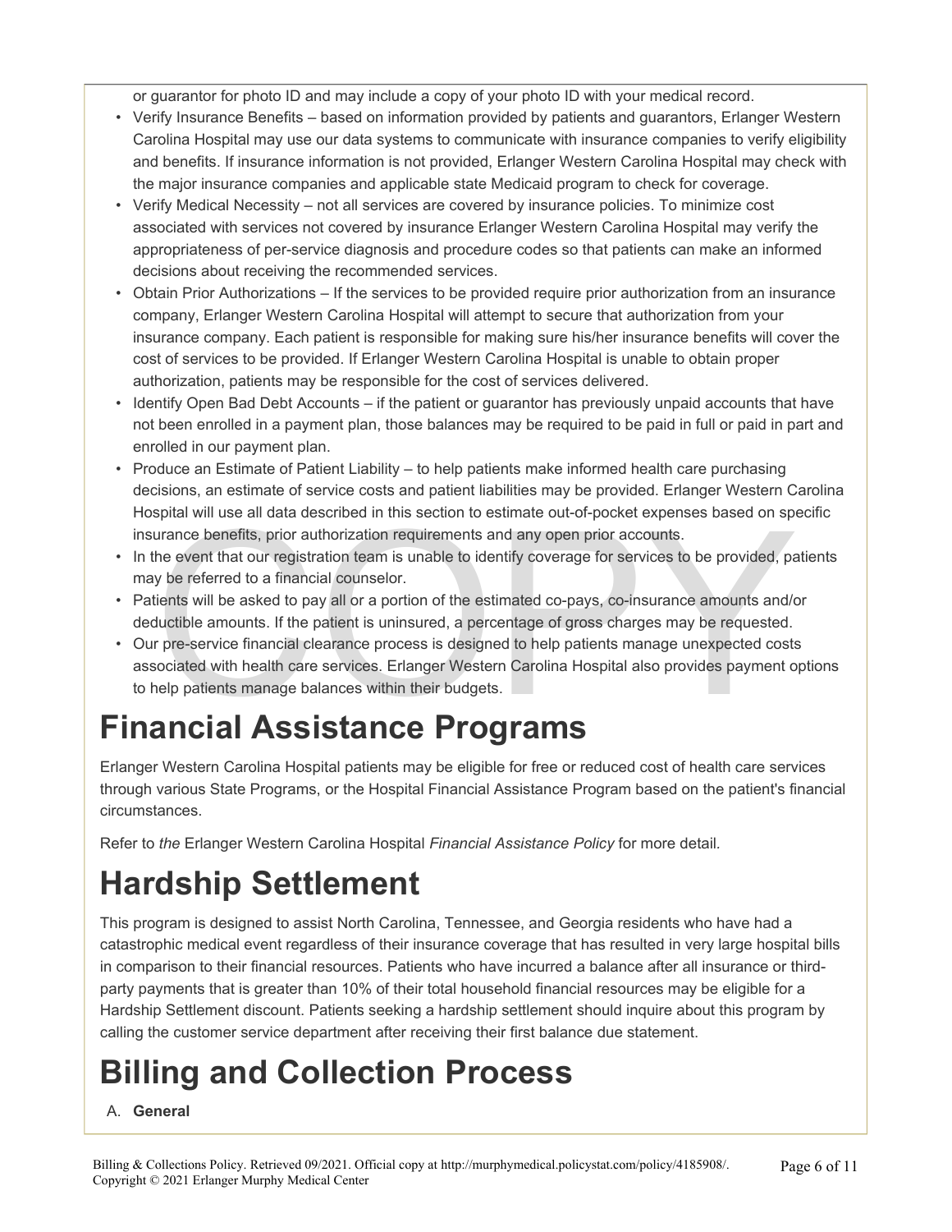or guarantor for photo ID and may include a copy of your photo ID with your medical record.

- Verify Insurance Benefits – based on information provided by patients and guarantors, Erlanger Western Carolina Hospital may use our data systems to communicate with insurance companies to verify eligibility and benefits. If insurance information is not provided, Erlanger Western Carolina Hospital may check with the major insurance companies and applicable state Medicaid program to check for coverage.
- Verify Medical Necessity – not all services are covered by insurance policies. To minimize cost associated with services not covered by insurance Erlanger Western Carolina Hospital may verify the appropriateness of per-service diagnosis and procedure codes so that patients can make an informed decisions about receiving the recommended services.
- Obtain Prior Authorizations – If the services to be provided require prior authorization from an insurance company, Erlanger Western Carolina Hospital will attempt to secure that authorization from your insurance company. Each patient is responsible for making sure his/her insurance benefits will cover the cost of services to be provided. If Erlanger Western Carolina Hospital is unable to obtain proper authorization, patients may be responsible for the cost of services delivered.
- Identify Open Bad Debt Accounts – if the patient or guarantor has previously unpaid accounts that have not been enrolled in a payment plan, those balances may be required to be paid in full or paid in part and enrolled in our payment plan.
- Produce an Estimate of Patient Liability – to help patients make informed health care purchasing decisions, an estimate of service costs and patient liabilities may be provided. Erlanger Western Carolina Hospital will use all data described in this section to estimate out-of-pocket expenses based on specific insurance benefits, prior authorization requirements and any open prior accounts.
- In the event that our registration team is unable to identify coverage for services to be provided, patients may be referred to a financial counselor.
- Patients will be asked to pay all or a portion of the estimated co-pays, co-insurance amounts and/or deductible amounts. If the patient is uninsured, a percentage of gross charges may be requested.
- Our pre-service financial clearance process is designed to help patients manage unexpected costs associated with health care services. Erlanger Western Carolina Hospital also provides payment options to help patients manage balances within their budgets.

# Financial Assistance Programs

Erlanger Western Carolina Hospital patients may be eligible for free or reduced cost of health care services through various State Programs, or the Hospital Financial Assistance Program based on the patient's financial circumstances.

Refer to *the* Erlanger Western Carolina Hospital *Financial Assistance Policy* for more detail.

# Hardship Settlement

This program is designed to assist North Carolina, Tennessee, and Georgia residents who have had a catastrophic medical event regardless of their insurance coverage that has resulted in very large hospital bills in comparison to their financial resources. Patients who have incurred a balance after all insurance or third-party payments that is greater than 10% of their total household financial resources may be eligible for a Hardship Settlement discount. Patients seeking a hardship settlement should inquire about this program by calling the customer service department after receiving their first balance due statement.

# Billing and Collection Process

A. **General**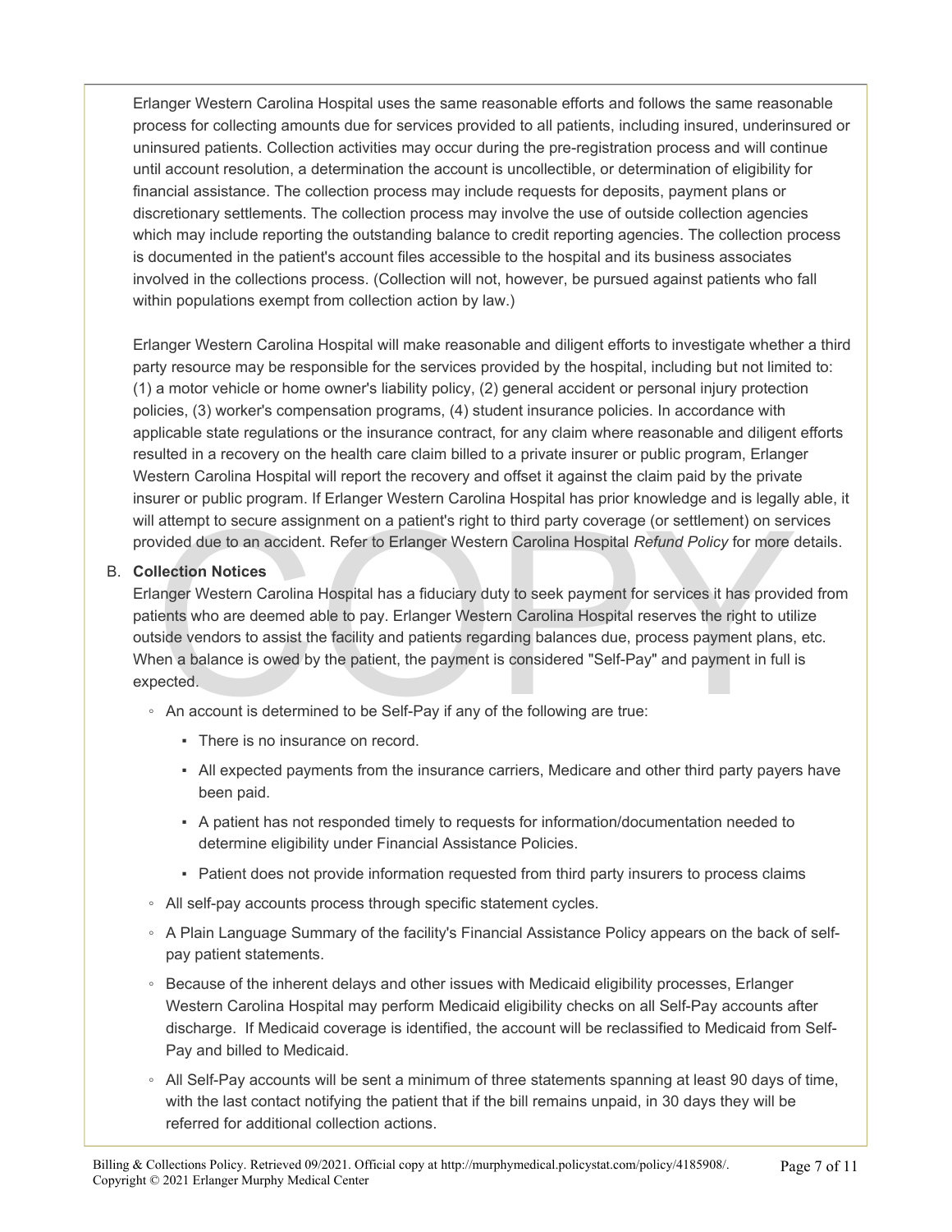Erlanger Western Carolina Hospital uses the same reasonable efforts and follows the same reasonable process for collecting amounts due for services provided to all patients, including insured, underinsured or uninsured patients. Collection activities may occur during the pre-registration process and will continue until account resolution, a determination the account is uncollectible, or determination of eligibility for financial assistance. The collection process may include requests for deposits, payment plans or discretionary settlements. The collection process may involve the use of outside collection agencies which may include reporting the outstanding balance to credit reporting agencies. The collection process is documented in the patient's account files accessible to the hospital and its business associates involved in the collections process. (Collection will not, however, be pursued against patients who fall within populations exempt from collection action by law.)

Erlanger Western Carolina Hospital will make reasonable and diligent efforts to investigate whether a third party resource may be responsible for the services provided by the hospital, including but not limited to: (1) a motor vehicle or home owner's liability policy, (2) general accident or personal injury protection policies, (3) worker's compensation programs, (4) student insurance policies. In accordance with applicable state regulations or the insurance contract, for any claim where reasonable and diligent efforts resulted in a recovery on the health care claim billed to a private insurer or public program, Erlanger Western Carolina Hospital will report the recovery and offset it against the claim paid by the private insurer or public program. If Erlanger Western Carolina Hospital has prior knowledge and is legally able, it will attempt to secure assignment on a patient's right to third party coverage (or settlement) on services provided due to an accident. Refer to Erlanger Western Carolina Hospital *Refund Policy* for more details.

B. **Collection Notices**

Erlanger Western Carolina Hospital has a fiduciary duty to seek payment for services it has provided from patients who are deemed able to pay. Erlanger Western Carolina Hospital reserves the right to utilize outside vendors to assist the facility and patients regarding balances due, process payment plans, etc. When a balance is owed by the patient, the payment is considered "Self-Pay" and payment in full is expected.

- An account is determined to be Self-Pay if any of the following are true:
  - There is no insurance on record.
  - All expected payments from the insurance carriers, Medicare and other third party payers have been paid.
  - A patient has not responded timely to requests for information/documentation needed to determine eligibility under Financial Assistance Policies.
  - Patient does not provide information requested from third party insurers to process claims
- All self-pay accounts process through specific statement cycles.
- A Plain Language Summary of the facility's Financial Assistance Policy appears on the back of self-pay patient statements.
- Because of the inherent delays and other issues with Medicaid eligibility processes, Erlanger Western Carolina Hospital may perform Medicaid eligibility checks on all Self-Pay accounts after discharge. If Medicaid coverage is identified, the account will be reclassified to Medicaid from Self-Pay and billed to Medicaid.
- All Self-Pay accounts will be sent a minimum of three statements spanning at least 90 days of time, with the last contact notifying the patient that if the bill remains unpaid, in 30 days they will be referred for additional collection actions.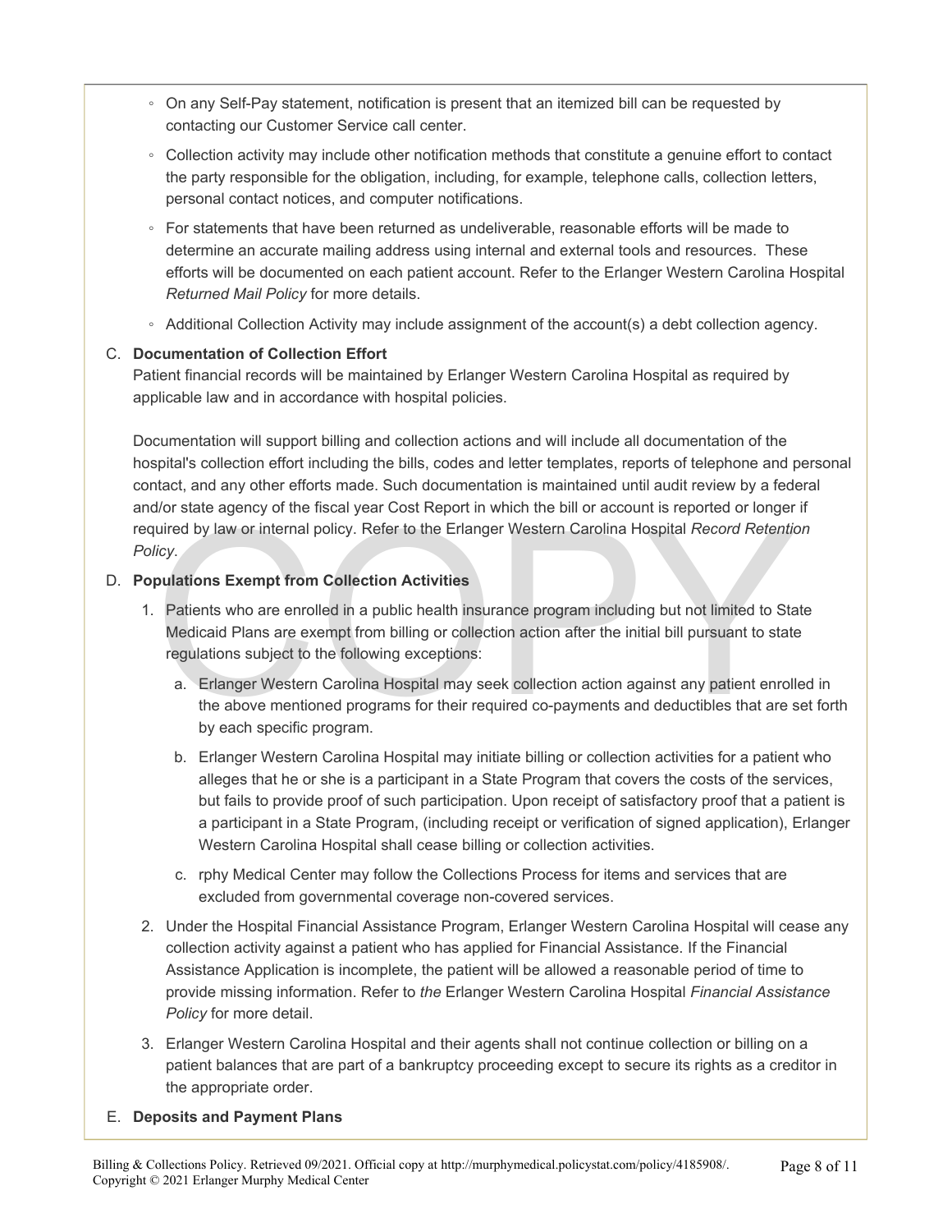- On any Self-Pay statement, notification is present that an itemized bill can be requested by contacting our Customer Service call center.
- Collection activity may include other notification methods that constitute a genuine effort to contact the party responsible for the obligation, including, for example, telephone calls, collection letters, personal contact notices, and computer notifications.
- For statements that have been returned as undeliverable, reasonable efforts will be made to determine an accurate mailing address using internal and external tools and resources. These efforts will be documented on each patient account. Refer to the Erlanger Western Carolina Hospital *Returned Mail Policy* for more details.
- Additional Collection Activity may include assignment of the account(s) a debt collection agency.

C. **Documentation of Collection Effort**

Patient financial records will be maintained by Erlanger Western Carolina Hospital as required by applicable law and in accordance with hospital policies.

Documentation will support billing and collection actions and will include all documentation of the hospital's collection effort including the bills, codes and letter templates, reports of telephone and personal contact, and any other efforts made. Such documentation is maintained until audit review by a federal and/or state agency of the fiscal year Cost Report in which the bill or account is reported or longer if required by law or internal policy. Refer to the Erlanger Western Carolina Hospital *Record Retention Policy*.

D. **Populations Exempt from Collection Activities**

1. Patients who are enrolled in a public health insurance program including but not limited to State Medicaid Plans are exempt from billing or collection action after the initial bill pursuant to state regulations subject to the following exceptions:
   a. Erlanger Western Carolina Hospital may seek collection action against any patient enrolled in the above mentioned programs for their required co-payments and deductibles that are set forth by each specific program.
   b. Erlanger Western Carolina Hospital may initiate billing or collection activities for a patient who alleges that he or she is a participant in a State Program that covers the costs of the services, but fails to provide proof of such participation. Upon receipt of satisfactory proof that a patient is a participant in a State Program, (including receipt or verification of signed application), Erlanger Western Carolina Hospital shall cease billing or collection activities.
   c. rphy Medical Center may follow the Collections Process for items and services that are excluded from governmental coverage non-covered services.
2. Under the Hospital Financial Assistance Program, Erlanger Western Carolina Hospital will cease any collection activity against a patient who has applied for Financial Assistance. If the Financial Assistance Application is incomplete, the patient will be allowed a reasonable period of time to provide missing information. Refer to *the* Erlanger Western Carolina Hospital *Financial Assistance Policy* for more detail.
3. Erlanger Western Carolina Hospital and their agents shall not continue collection or billing on a patient balances that are part of a bankruptcy proceeding except to secure its rights as a creditor in the appropriate order.

E. **Deposits and Payment Plans**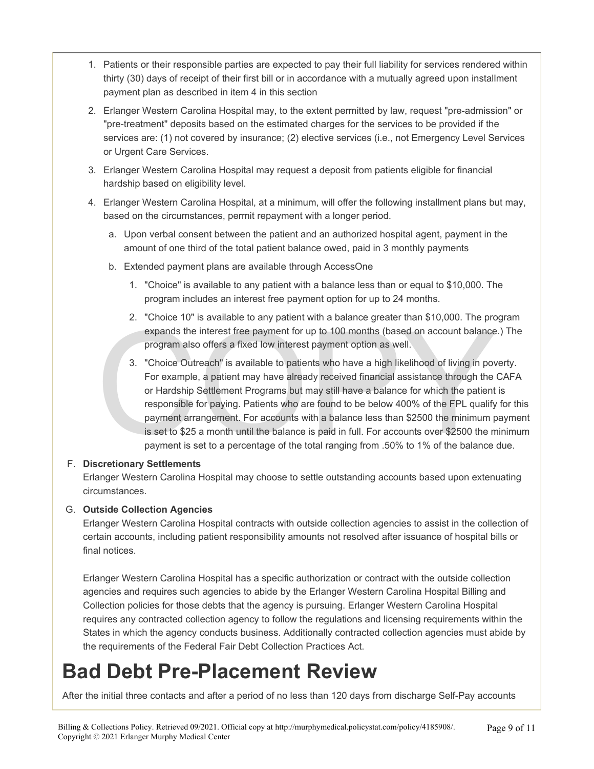1. Patients or their responsible parties are expected to pay their full liability for services rendered within thirty (30) days of receipt of their first bill or in accordance with a mutually agreed upon installment payment plan as described in item 4 in this section
2. Erlanger Western Carolina Hospital may, to the extent permitted by law, request "pre-admission" or "pre-treatment" deposits based on the estimated charges for the services to be provided if the services are: (1) not covered by insurance; (2) elective services (i.e., not Emergency Level Services or Urgent Care Services.
3. Erlanger Western Carolina Hospital may request a deposit from patients eligible for financial hardship based on eligibility level.
4. Erlanger Western Carolina Hospital, at a minimum, will offer the following installment plans but may, based on the circumstances, permit repayment with a longer period.
    a. Upon verbal consent between the patient and an authorized hospital agent, payment in the amount of one third of the total patient balance owed, paid in 3 monthly payments
    b. Extended payment plans are available through AccessOne
        1. "Choice" is available to any patient with a balance less than or equal to $10,000. The program includes an interest free payment option for up to 24 months.
        2. "Choice 10" is available to any patient with a balance greater than $10,000. The program expands the interest free payment for up to 100 months (based on account balance.) The program also offers a fixed low interest payment option as well.
        3. "Choice Outreach" is available to patients who have a high likelihood of living in poverty. For example, a patient may have already received financial assistance through the CAFA or Hardship Settlement Programs but may still have a balance for which the patient is responsible for paying. Patients who are found to be below 400% of the FPL qualify for this payment arrangement. For accounts with a balance less than $2500 the minimum payment is set to $25 a month until the balance is paid in full. For accounts over $2500 the minimum payment is set to a percentage of the total ranging from .50% to 1% of the balance due.

F. **Discretionary Settlements**
Erlanger Western Carolina Hospital may choose to settle outstanding accounts based upon extenuating circumstances.

G. **Outside Collection Agencies**
Erlanger Western Carolina Hospital contracts with outside collection agencies to assist in the collection of certain accounts, including patient responsibility amounts not resolved after issuance of hospital bills or final notices.

Erlanger Western Carolina Hospital has a specific authorization or contract with the outside collection agencies and requires such agencies to abide by the Erlanger Western Carolina Hospital Billing and Collection policies for those debts that the agency is pursuing. Erlanger Western Carolina Hospital requires any contracted collection agency to follow the regulations and licensing requirements within the States in which the agency conducts business. Additionally contracted collection agencies must abide by the requirements of the Federal Fair Debt Collection Practices Act.

# Bad Debt Pre-Placement Review

After the initial three contacts and after a period of no less than 120 days from discharge Self-Pay accounts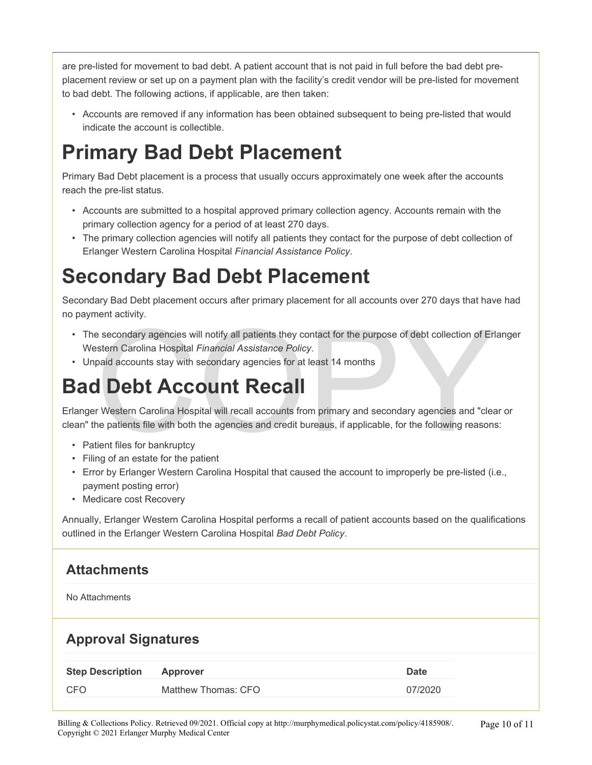are pre-listed for movement to bad debt. A patient account that is not paid in full before the bad debt pre-placement review or set up on a payment plan with the facility's credit vendor will be pre-listed for movement to bad debt. The following actions, if applicable, are then taken:

- Accounts are removed if any information has been obtained subsequent to being pre-listed that would indicate the account is collectible.

# Primary Bad Debt Placement

Primary Bad Debt placement is a process that usually occurs approximately one week after the accounts reach the pre-list status.

- Accounts are submitted to a hospital approved primary collection agency. Accounts remain with the primary collection agency for a period of at least 270 days.
- The primary collection agencies will notify all patients they contact for the purpose of debt collection of Erlanger Western Carolina Hospital *Financial Assistance Policy*.

# Secondary Bad Debt Placement

Secondary Bad Debt placement occurs after primary placement for all accounts over 270 days that have had no payment activity.

- The secondary agencies will notify all patients they contact for the purpose of debt collection of Erlanger Western Carolina Hospital *Financial Assistance Policy*.
- Unpaid accounts stay with secondary agencies for at least 14 months

# Bad Debt Account Recall

Erlanger Western Carolina Hospital will recall accounts from primary and secondary agencies and "clear or clean" the patients file with both the agencies and credit bureaus, if applicable, for the following reasons:

- Patient files for bankruptcy
- Filing of an estate for the patient
- Error by Erlanger Western Carolina Hospital that caused the account to improperly be pre-listed (i.e., payment posting error)
- Medicare cost Recovery

Annually, Erlanger Western Carolina Hospital performs a recall of patient accounts based on the qualifications outlined in the Erlanger Western Carolina Hospital *Bad Debt Policy*.

## Attachments

No Attachments

## Approval Signatures

| Step Description | Approver | Date |
|---|---|---|
| CFO | Matthew Thomas: CFO | 07/2020 |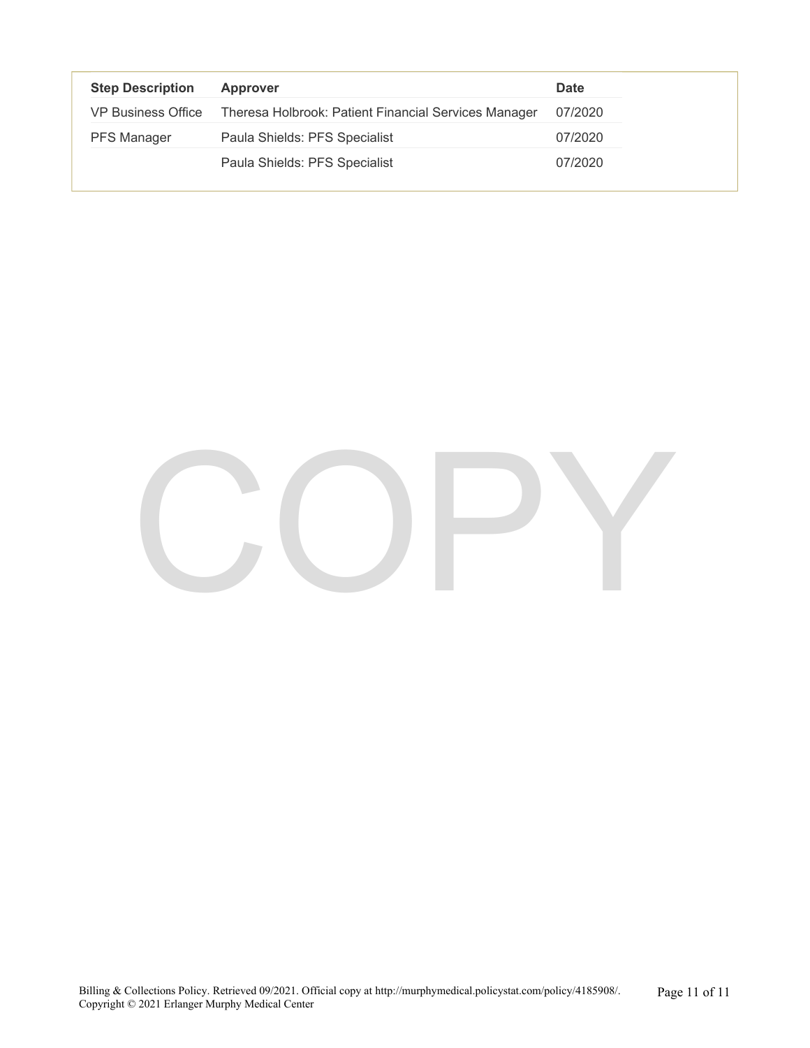| Step Description | Approver | Date |
| --- | --- | --- |
| VP Business Office | Theresa Holbrook: Patient Financial Services Manager | 07/2020 |
| PFS Manager | Paula Shields: PFS Specialist | 07/2020 |
| | Paula Shields: PFS Specialist | 07/2020 |